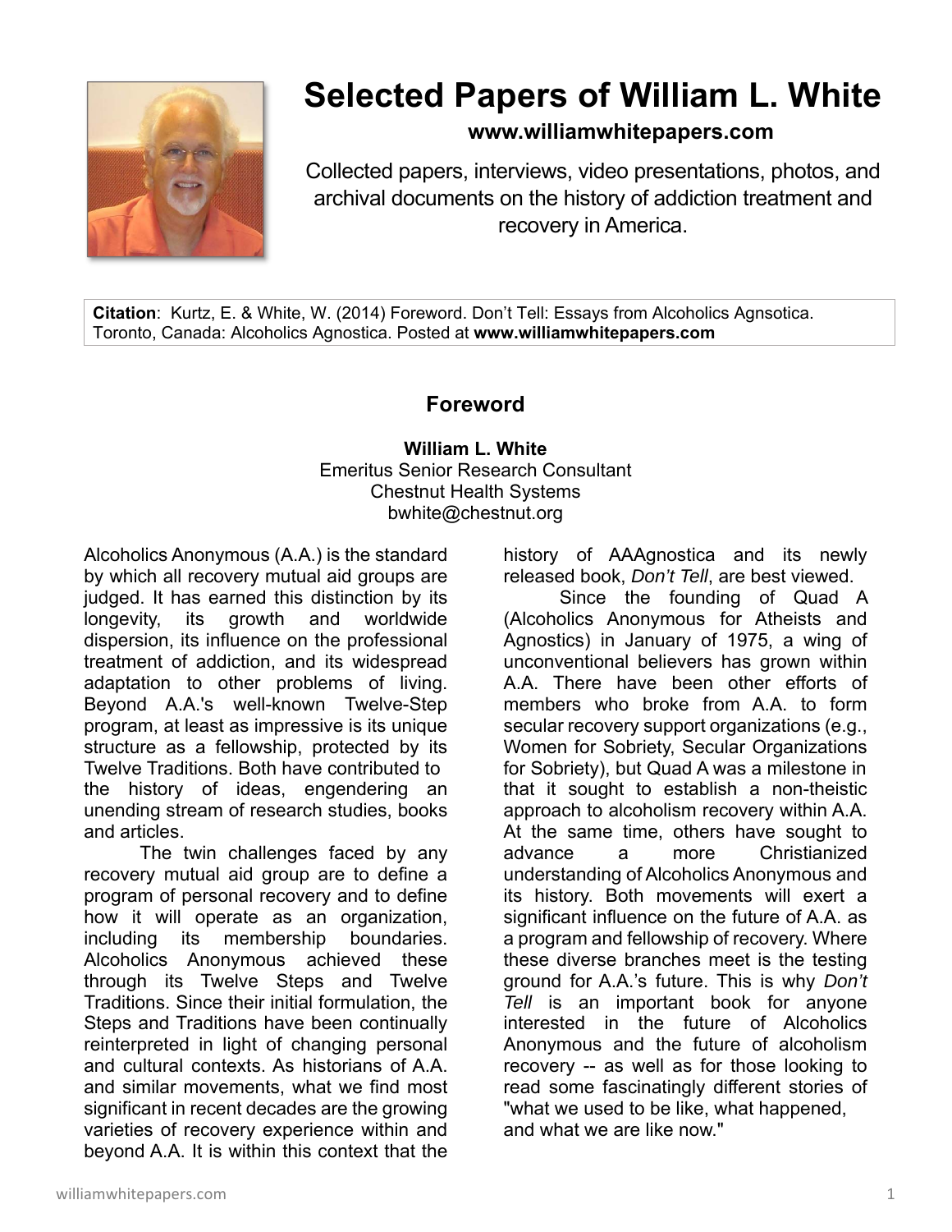# Selected Papers of William L. White

**www.williamwhitepapers.com**

Collected papers, interviews, video presentations, photos, and archival documents on the history of addiction treatment and recovery in America.

**Citation**: Kurtz, E. & White, W. (2014) Foreword. Don't Tell: Essays from Alcoholics Agnsotica. Toronto, Canada: Alcoholics Agnostica. Posted at **www.williamwhitepapers.com**

## Foreword

**William L. White**
Emeritus Senior Research Consultant
Chestnut Health Systems
bwhite@chestnut.org

Alcoholics Anonymous (A.A.) is the standard by which all recovery mutual aid groups are judged. It has earned this distinction by its longevity, its growth and worldwide dispersion, its influence on the professional treatment of addiction, and its widespread adaptation to other problems of living. Beyond A.A.'s well-known Twelve-Step program, at least as impressive is its unique structure as a fellowship, protected by its Twelve Traditions. Both have contributed to the history of ideas, engendering an unending stream of research studies, books and articles.

The twin challenges faced by any recovery mutual aid group are to define a program of personal recovery and to define how it will operate as an organization, including its membership boundaries. Alcoholics Anonymous achieved these through its Twelve Steps and Twelve Traditions. Since their initial formulation, the Steps and Traditions have been continually reinterpreted in light of changing personal and cultural contexts. As historians of A.A. and similar movements, what we find most significant in recent decades are the growing varieties of recovery experience within and beyond A.A. It is within this context that the history of AAAgnostica and its newly released book, *Don't Tell*, are best viewed.

Since the founding of Quad A (Alcoholics Anonymous for Atheists and Agnostics) in January of 1975, a wing of unconventional believers has grown within A.A. There have been other efforts of members who broke from A.A. to form secular recovery support organizations (e.g., Women for Sobriety, Secular Organizations for Sobriety), but Quad A was a milestone in that it sought to establish a non-theistic approach to alcoholism recovery within A.A. At the same time, others have sought to advance a more Christianized understanding of Alcoholics Anonymous and its history. Both movements will exert a significant influence on the future of A.A. as a program and fellowship of recovery. Where these diverse branches meet is the testing ground for A.A.'s future. This is why *Don't Tell* is an important book for anyone interested in the future of Alcoholics Anonymous and the future of alcoholism recovery -- as well as for those looking to read some fascinatingly different stories of "what we used to be like, what happened, and what we are like now."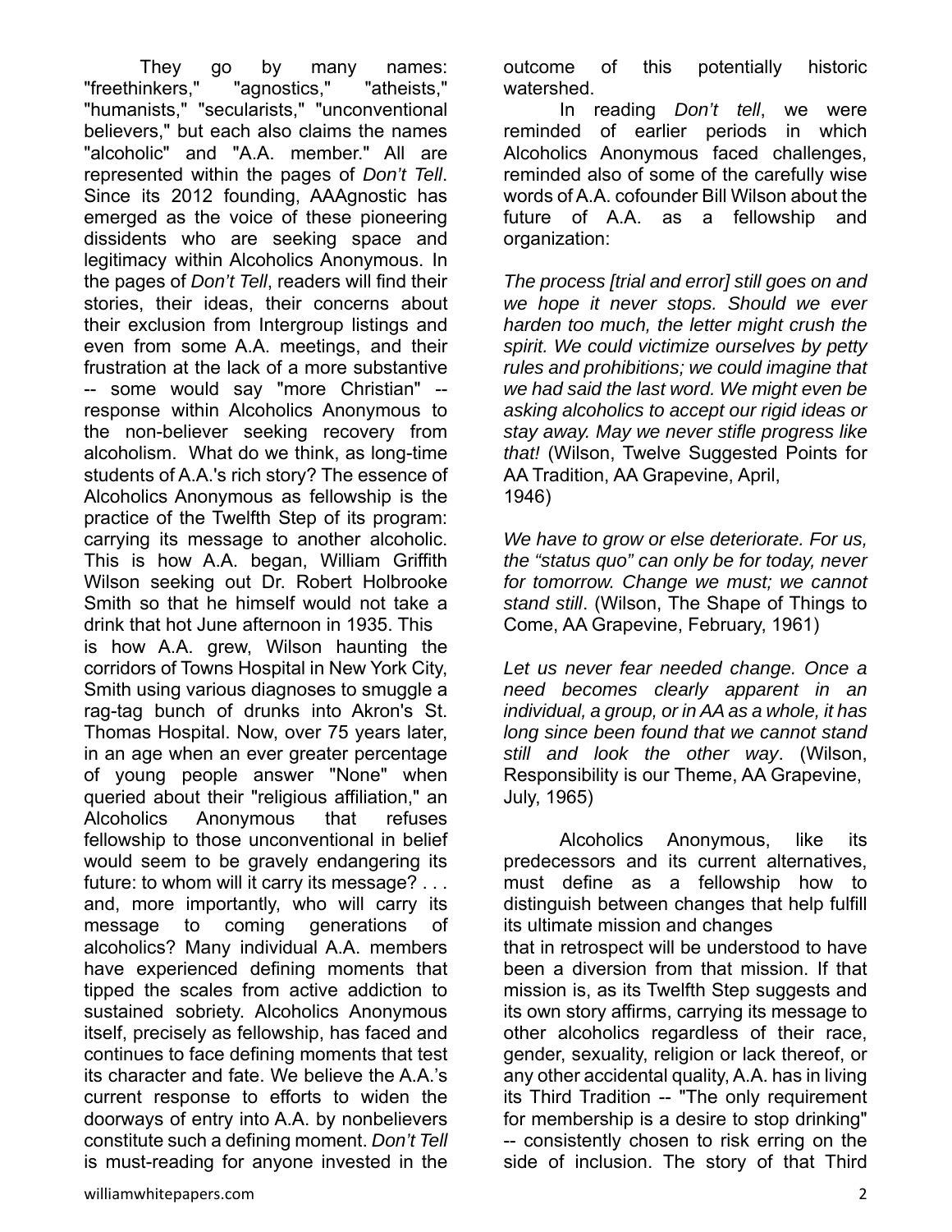They go by many names: "freethinkers," "agnostics," "atheists," "humanists," "secularists," "unconventional believers," but each also claims the names "alcoholic" and "A.A. member." All are represented within the pages of *Don't Tell*. Since its 2012 founding, AAAgnostic has emerged as the voice of these pioneering dissidents who are seeking space and legitimacy within Alcoholics Anonymous. In the pages of *Don't Tell*, readers will find their stories, their ideas, their concerns about their exclusion from Intergroup listings and even from some A.A. meetings, and their frustration at the lack of a more substantive -- some would say "more Christian" -- response within Alcoholics Anonymous to the non-believer seeking recovery from alcoholism. What do we think, as long-time students of A.A.'s rich story? The essence of Alcoholics Anonymous as fellowship is the practice of the Twelfth Step of its program: carrying its message to another alcoholic. This is how A.A. began, William Griffith Wilson seeking out Dr. Robert Holbrooke Smith so that he himself would not take a drink that hot June afternoon in 1935. This is how A.A. grew, Wilson haunting the corridors of Towns Hospital in New York City, Smith using various diagnoses to smuggle a rag-tag bunch of drunks into Akron's St. Thomas Hospital. Now, over 75 years later, in an age when an ever greater percentage of young people answer "None" when queried about their "religious affiliation," an Alcoholics Anonymous that refuses fellowship to those unconventional in belief would seem to be gravely endangering its future: to whom will it carry its message? . . . and, more importantly, who will carry its message to coming generations of alcoholics? Many individual A.A. members have experienced defining moments that tipped the scales from active addiction to sustained sobriety. Alcoholics Anonymous itself, precisely as fellowship, has faced and continues to face defining moments that test its character and fate. We believe the A.A.'s current response to efforts to widen the doorways of entry into A.A. by nonbelievers constitute such a defining moment. *Don't Tell* is must-reading for anyone invested in the outcome of this potentially historic watershed.

In reading *Don't tell*, we were reminded of earlier periods in which Alcoholics Anonymous faced challenges, reminded also of some of the carefully wise words of A.A. cofounder Bill Wilson about the future of A.A. as a fellowship and organization:

*The process [trial and error] still goes on and we hope it never stops. Should we ever harden too much, the letter might crush the spirit. We could victimize ourselves by petty rules and prohibitions; we could imagine that we had said the last word. We might even be asking alcoholics to accept our rigid ideas or stay away. May we never stifle progress like that!* (Wilson, Twelve Suggested Points for AA Tradition, AA Grapevine, April, 1946)

*We have to grow or else deteriorate. For us, the "status quo" can only be for today, never for tomorrow. Change we must; we cannot stand still*. (Wilson, The Shape of Things to Come, AA Grapevine, February, 1961)

*Let us never fear needed change. Once a need becomes clearly apparent in an individual, a group, or in AA as a whole, it has long since been found that we cannot stand still and look the other way*. (Wilson, Responsibility is our Theme, AA Grapevine, July, 1965)

Alcoholics Anonymous, like its predecessors and its current alternatives, must define as a fellowship how to distinguish between changes that help fulfill its ultimate mission and changes that in retrospect will be understood to have been a diversion from that mission. If that mission is, as its Twelfth Step suggests and its own story affirms, carrying its message to other alcoholics regardless of their race, gender, sexuality, religion or lack thereof, or any other accidental quality, A.A. has in living its Third Tradition -- "The only requirement for membership is a desire to stop drinking" -- consistently chosen to risk erring on the side of inclusion. The story of that Third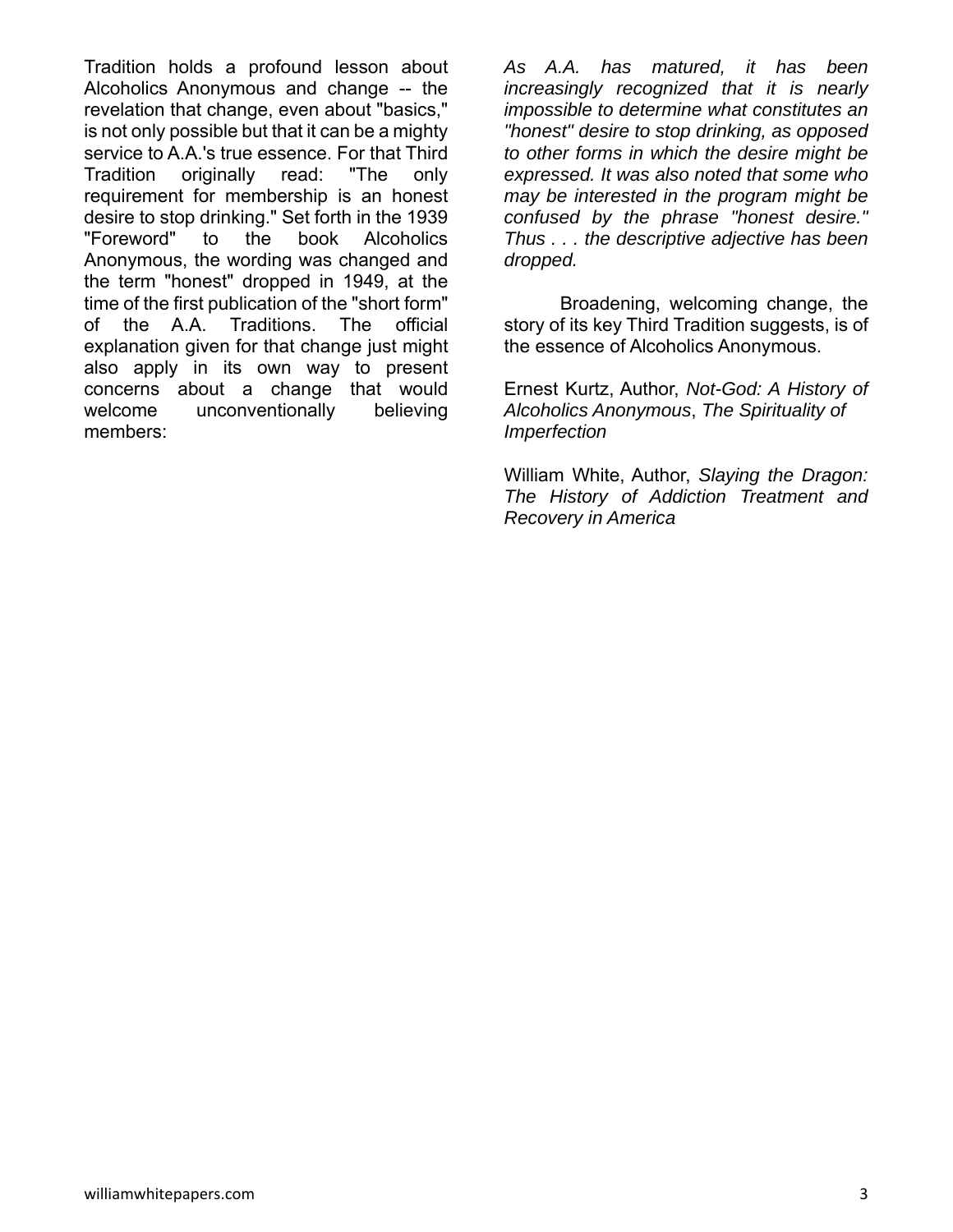Tradition holds a profound lesson about Alcoholics Anonymous and change -- the revelation that change, even about "basics," is not only possible but that it can be a mighty service to A.A.'s true essence. For that Third Tradition originally read: "The only requirement for membership is an honest desire to stop drinking." Set forth in the 1939 "Foreword" to the book Alcoholics Anonymous, the wording was changed and the term "honest" dropped in 1949, at the time of the first publication of the "short form" of the A.A. Traditions. The official explanation given for that change just might also apply in its own way to present concerns about a change that would welcome unconventionally believing members:

*As A.A. has matured, it has been increasingly recognized that it is nearly impossible to determine what constitutes an "honest" desire to stop drinking, as opposed to other forms in which the desire might be expressed. It was also noted that some who may be interested in the program might be confused by the phrase "honest desire." Thus . . . the descriptive adjective has been dropped.*

Broadening, welcoming change, the story of its key Third Tradition suggests, is of the essence of Alcoholics Anonymous.

Ernest Kurtz, Author, *Not-God: A History of Alcoholics Anonymous*, *The Spirituality of Imperfection*

William White, Author, *Slaying the Dragon: The History of Addiction Treatment and Recovery in America*